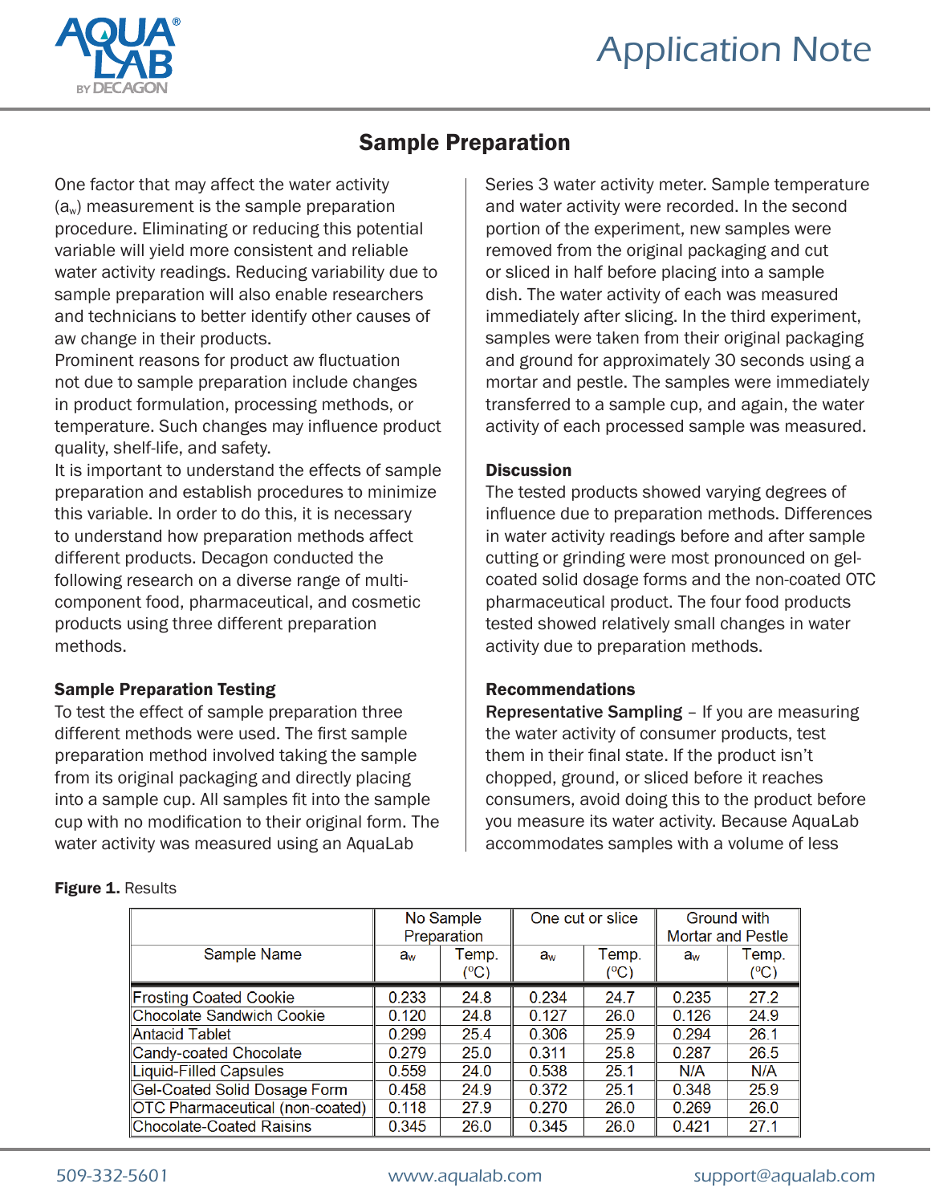# Sample Preparation

One factor that may affect the water activity ($a_w$) measurement is the sample preparation procedure. Eliminating or reducing this potential variable will yield more consistent and reliable water activity readings. Reducing variability due to sample preparation will also enable researchers and technicians to better identify other causes of aw change in their products.

Prominent reasons for product aw fluctuation not due to sample preparation include changes in product formulation, processing methods, or temperature. Such changes may influence product quality, shelf-life, and safety.

It is important to understand the effects of sample preparation and establish procedures to minimize this variable. In order to do this, it is necessary to understand how preparation methods affect different products. Decagon conducted the following research on a diverse range of multi-component food, pharmaceutical, and cosmetic products using three different preparation methods.

### Sample Preparation Testing

To test the effect of sample preparation three different methods were used. The first sample preparation method involved taking the sample from its original packaging and directly placing into a sample cup. All samples fit into the sample cup with no modification to their original form. The water activity was measured using an AquaLab Series 3 water activity meter. Sample temperature and water activity were recorded. In the second portion of the experiment, new samples were removed from the original packaging and cut or sliced in half before placing into a sample dish. The water activity of each was measured immediately after slicing. In the third experiment, samples were taken from their original packaging and ground for approximately 30 seconds using a mortar and pestle. The samples were immediately transferred to a sample cup, and again, the water activity of each processed sample was measured.

### Discussion

The tested products showed varying degrees of influence due to preparation methods. Differences in water activity readings before and after sample cutting or grinding were most pronounced on gel-coated solid dosage forms and the non-coated OTC pharmaceutical product. The four food products tested showed relatively small changes in water activity due to preparation methods.

### Recommendations

**Representative Sampling** – If you are measuring the water activity of consumer products, test them in their final state. If the product isn't chopped, ground, or sliced before it reaches consumers, avoid doing this to the product before you measure its water activity. Because AquaLab accommodates samples with a volume of less

**Figure 1.** Results

| Sample Name | No Sample Preparation | | One cut or slice | | Ground with Mortar and Pestle | |
|---|---|---|---|---|---|---|
| | $a_w$ | Temp. (°C) | $a_w$ | Temp. (°C) | $a_w$ | Temp. (°C) |
| Frosting Coated Cookie | 0.233 | 24.8 | 0.234 | 24.7 | 0.235 | 27.2 |
| Chocolate Sandwich Cookie | 0.120 | 24.8 | 0.127 | 26.0 | 0.126 | 24.9 |
| Antacid Tablet | 0.299 | 25.4 | 0.306 | 25.9 | 0.294 | 26.1 |
| Candy-coated Chocolate | 0.279 | 25.0 | 0.311 | 25.8 | 0.287 | 26.5 |
| Liquid-Filled Capsules | 0.559 | 24.0 | 0.538 | 25.1 | N/A | N/A |
| Gel-Coated Solid Dosage Form | 0.458 | 24.9 | 0.372 | 25.1 | 0.348 | 25.9 |
| OTC Pharmaceutical (non-coated) | 0.118 | 27.9 | 0.270 | 26.0 | 0.269 | 26.0 |
| Chocolate-Coated Raisins | 0.345 | 26.0 | 0.345 | 26.0 | 0.421 | 27.1 |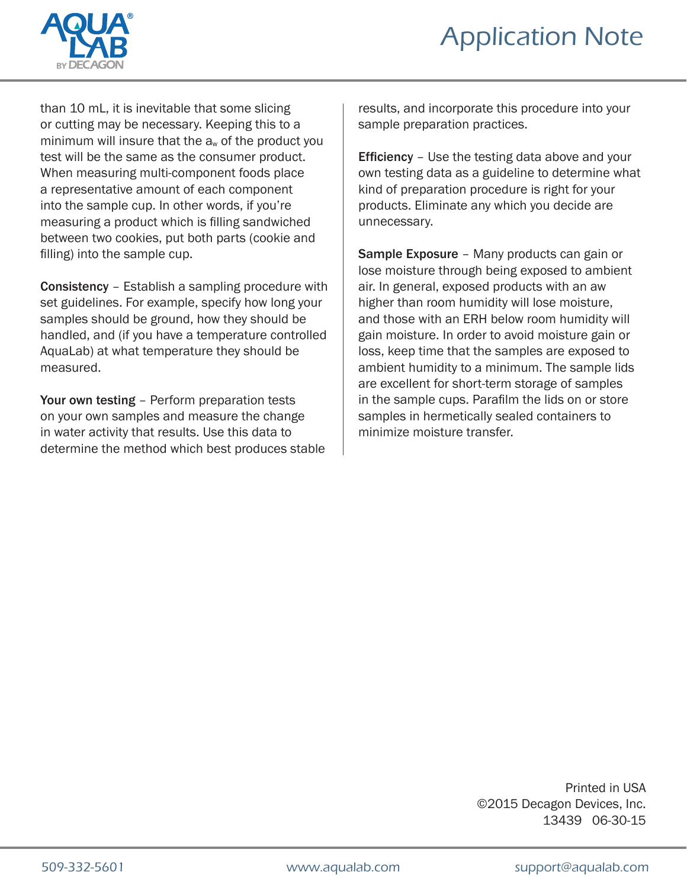than 10 mL, it is inevitable that some slicing or cutting may be necessary. Keeping this to a minimum will insure that the $a_w$ of the product you test will be the same as the consumer product. When measuring multi-component foods place a representative amount of each component into the sample cup. In other words, if you're measuring a product which is filling sandwiched between two cookies, put both parts (cookie and filling) into the sample cup.

**Consistency** – Establish a sampling procedure with set guidelines. For example, specify how long your samples should be ground, how they should be handled, and (if you have a temperature controlled AquaLab) at what temperature they should be measured.

**Your own testing** – Perform preparation tests on your own samples and measure the change in water activity that results. Use this data to determine the method which best produces stable results, and incorporate this procedure into your sample preparation practices.

**Efficiency** – Use the testing data above and your own testing data as a guideline to determine what kind of preparation procedure is right for your products. Eliminate any which you decide are unnecessary.

**Sample Exposure** – Many products can gain or lose moisture through being exposed to ambient air. In general, exposed products with an aw higher than room humidity will lose moisture, and those with an ERH below room humidity will gain moisture. In order to avoid moisture gain or loss, keep time that the samples are exposed to ambient humidity to a minimum. The sample lids are excellent for short-term storage of samples in the sample cups. Parafilm the lids on or store samples in hermetically sealed containers to minimize moisture transfer.

Printed in USA
©2015 Decagon Devices, Inc.
13439 06-30-15